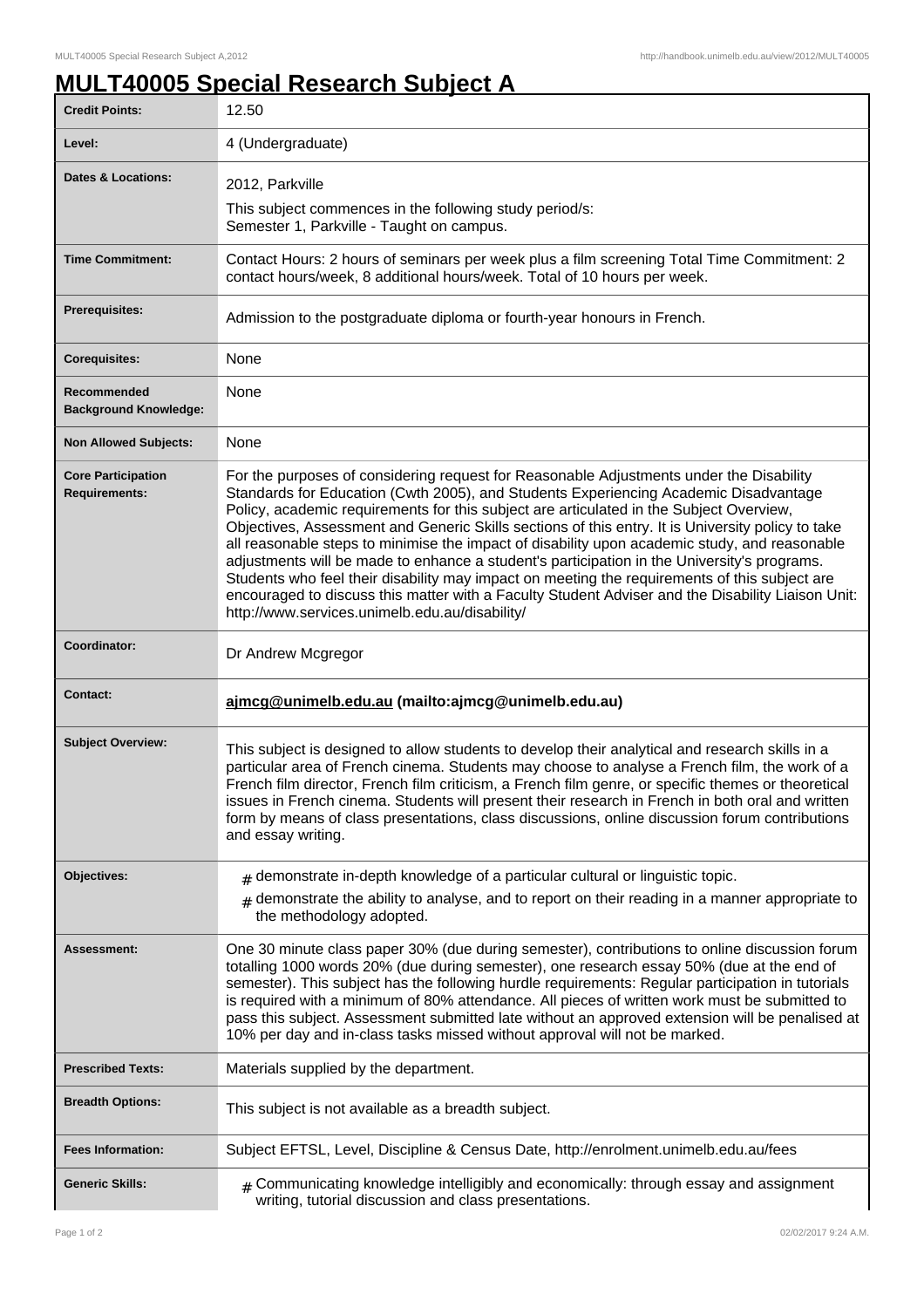# MULT40005 Special Research Subject A

| | |
|---|---|
| **Credit Points:** | 12.50 |
| **Level:** | 4 (Undergraduate) |
| **Dates & Locations:** | 2012, Parkville<br>This subject commences in the following study period/s:<br>Semester 1, Parkville - Taught on campus. |
| **Time Commitment:** | Contact Hours: 2 hours of seminars per week plus a film screening Total Time Commitment: 2 contact hours/week, 8 additional hours/week. Total of 10 hours per week. |
| **Prerequisites:** | Admission to the postgraduate diploma or fourth-year honours in French. |
| **Corequisites:** | None |
| **Recommended Background Knowledge:** | None |
| **Non Allowed Subjects:** | None |
| **Core Participation Requirements:** | For the purposes of considering request for Reasonable Adjustments under the Disability Standards for Education (Cwth 2005), and Students Experiencing Academic Disadvantage Policy, academic requirements for this subject are articulated in the Subject Overview, Objectives, Assessment and Generic Skills sections of this entry. It is University policy to take all reasonable steps to minimise the impact of disability upon academic study, and reasonable adjustments will be made to enhance a student's participation in the University's programs. Students who feel their disability may impact on meeting the requirements of this subject are encouraged to discuss this matter with a Faculty Student Adviser and the Disability Liaison Unit: http://www.services.unimelb.edu.au/disability/ |
| **Coordinator:** | Dr Andrew Mcgregor |
| **Contact:** | **ajmcg@unimelb.edu.au (mailto:ajmcg@unimelb.edu.au)** |
| **Subject Overview:** | This subject is designed to allow students to develop their analytical and research skills in a particular area of French cinema. Students may choose to analyse a French film, the work of a French film director, French film criticism, a French film genre, or specific themes or theoretical issues in French cinema. Students will present their research in French in both oral and written form by means of class presentations, class discussions, online discussion forum contributions and essay writing. |
| **Objectives:** | # demonstrate in-depth knowledge of a particular cultural or linguistic topic.<br># demonstrate the ability to analyse, and to report on their reading in a manner appropriate to the methodology adopted. |
| **Assessment:** | One 30 minute class paper 30% (due during semester), contributions to online discussion forum totalling 1000 words 20% (due during semester), one research essay 50% (due at the end of semester). This subject has the following hurdle requirements: Regular participation in tutorials is required with a minimum of 80% attendance. All pieces of written work must be submitted to pass this subject. Assessment submitted late without an approved extension will be penalised at 10% per day and in-class tasks missed without approval will not be marked. |
| **Prescribed Texts:** | Materials supplied by the department. |
| **Breadth Options:** | This subject is not available as a breadth subject. |
| **Fees Information:** | Subject EFTSL, Level, Discipline & Census Date, http://enrolment.unimelb.edu.au/fees |
| **Generic Skills:** | # Communicating knowledge intelligibly and economically: through essay and assignment writing, tutorial discussion and class presentations. |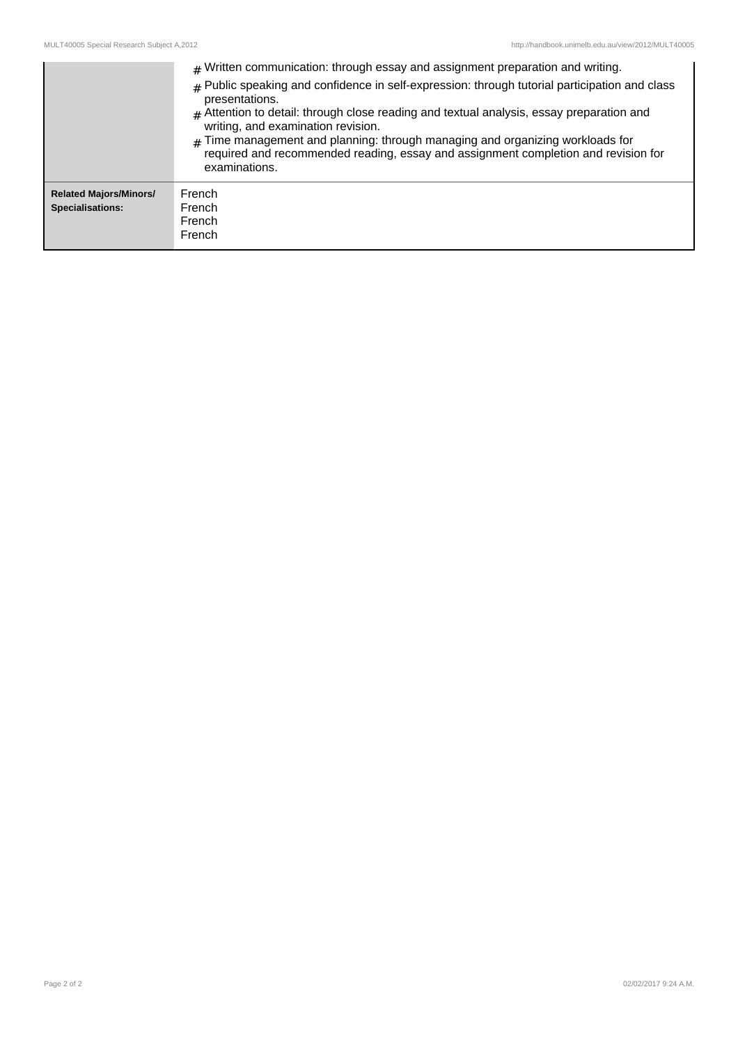| | |
|---|---|
| | # Written communication: through essay and assignment preparation and writing.<br># Public speaking and confidence in self-expression: through tutorial participation and class presentations.<br># Attention to detail: through close reading and textual analysis, essay preparation and writing, and examination revision.<br># Time management and planning: through managing and organizing workloads for required and recommended reading, essay and assignment completion and revision for examinations. |
| **Related Majors/Minors/ Specialisations:** | French<br>French<br>French<br>French |